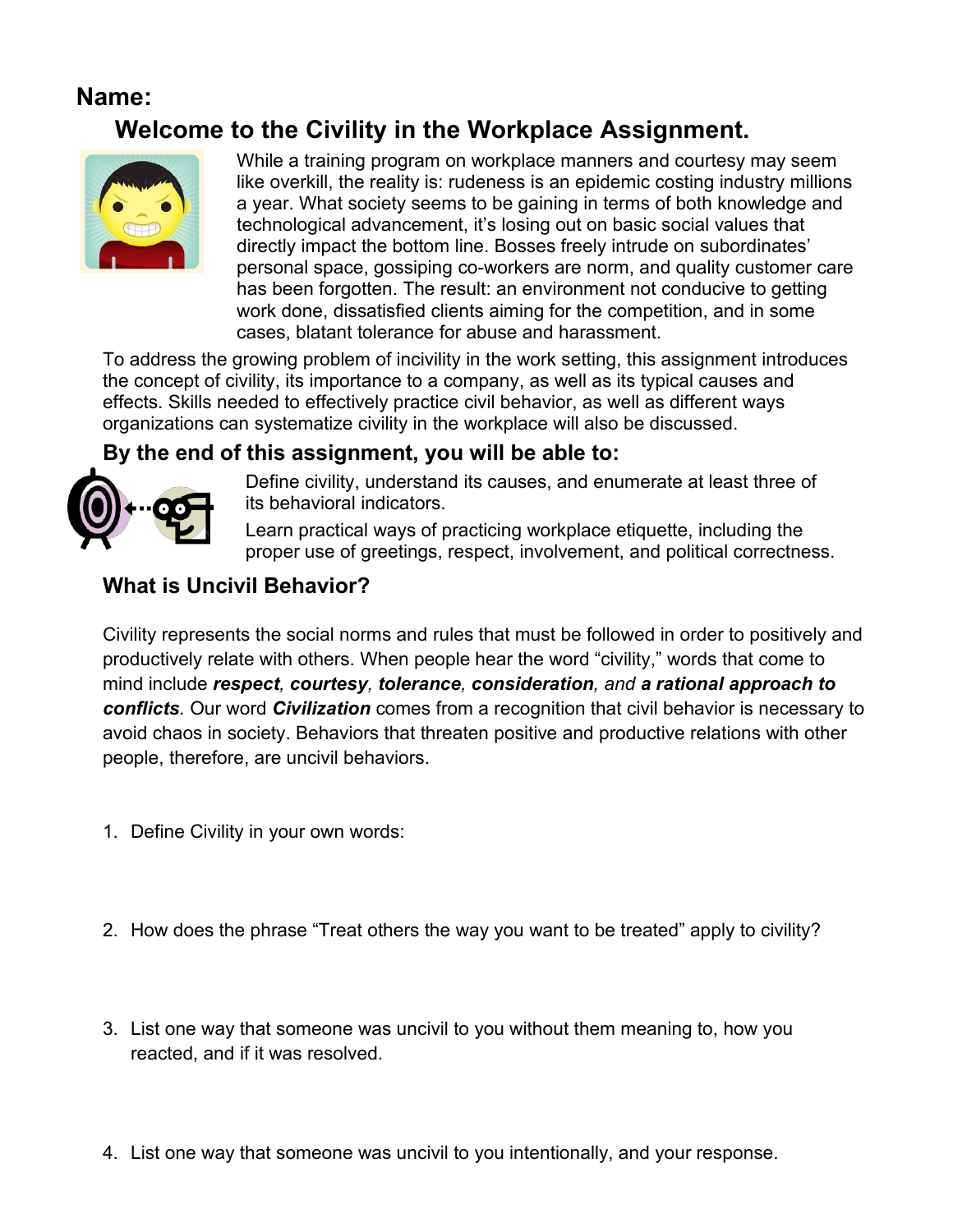**Name:**

# Welcome to the Civility in the Workplace Assignment.

While a training program on workplace manners and courtesy may seem like overkill, the reality is: rudeness is an epidemic costing industry millions a year. What society seems to be gaining in terms of both knowledge and technological advancement, it's losing out on basic social values that directly impact the bottom line. Bosses freely intrude on subordinates' personal space, gossiping co-workers are norm, and quality customer care has been forgotten. The result: an environment not conducive to getting work done, dissatisfied clients aiming for the competition, and in some cases, blatant tolerance for abuse and harassment.

To address the growing problem of incivility in the work setting, this assignment introduces the concept of civility, its importance to a company, as well as its typical causes and effects. Skills needed to effectively practice civil behavior, as well as different ways organizations can systematize civility in the workplace will also be discussed.

## By the end of this assignment, you will be able to:

Define civility, understand its causes, and enumerate at least three of its behavioral indicators.

Learn practical ways of practicing workplace etiquette, including the proper use of greetings, respect, involvement, and political correctness.

## What is Uncivil Behavior?

Civility represents the social norms and rules that must be followed in order to positively and productively relate with others. When people hear the word "civility," words that come to mind include ***respect***, ***courtesy***, ***tolerance***, ***consideration***, *and* ***a rational approach to conflicts***. Our word ***Civilization*** comes from a recognition that civil behavior is necessary to avoid chaos in society. Behaviors that threaten positive and productive relations with other people, therefore, are uncivil behaviors.

1. Define Civility in your own words:

2. How does the phrase "Treat others the way you want to be treated" apply to civility?

3. List one way that someone was uncivil to you without them meaning to, how you reacted, and if it was resolved.

4. List one way that someone was uncivil to you intentionally, and your response.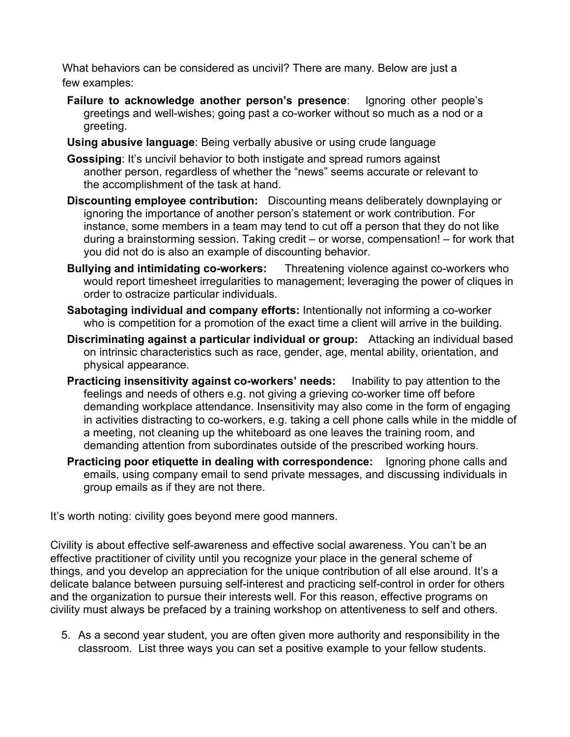What behaviors can be considered as uncivil? There are many. Below are just a few examples:

- **Failure to acknowledge another person's presence**: Ignoring other people's greetings and well-wishes; going past a co-worker without so much as a nod or a greeting.
- **Using abusive language**: Being verbally abusive or using crude language
- **Gossiping**: It's uncivil behavior to both instigate and spread rumors against another person, regardless of whether the "news" seems accurate or relevant to the accomplishment of the task at hand.
- **Discounting employee contribution:** Discounting means deliberately downplaying or ignoring the importance of another person's statement or work contribution. For instance, some members in a team may tend to cut off a person that they do not like during a brainstorming session. Taking credit – or worse, compensation! – for work that you did not do is also an example of discounting behavior.
- **Bullying and intimidating co-workers:** Threatening violence against co-workers who would report timesheet irregularities to management; leveraging the power of cliques in order to ostracize particular individuals.
- **Sabotaging individual and company efforts:** Intentionally not informing a co-worker who is competition for a promotion of the exact time a client will arrive in the building.
- **Discriminating against a particular individual or group:** Attacking an individual based on intrinsic characteristics such as race, gender, age, mental ability, orientation, and physical appearance.
- **Practicing insensitivity against co-workers' needs:** Inability to pay attention to the feelings and needs of others e.g. not giving a grieving co-worker time off before demanding workplace attendance. Insensitivity may also come in the form of engaging in activities distracting to co-workers, e.g. taking a cell phone calls while in the middle of a meeting, not cleaning up the whiteboard as one leaves the training room, and demanding attention from subordinates outside of the prescribed working hours.
- **Practicing poor etiquette in dealing with correspondence:** Ignoring phone calls and emails, using company email to send private messages, and discussing individuals in group emails as if they are not there.

It's worth noting: civility goes beyond mere good manners.

Civility is about effective self-awareness and effective social awareness. You can't be an effective practitioner of civility until you recognize your place in the general scheme of things, and you develop an appreciation for the unique contribution of all else around. It's a delicate balance between pursuing self-interest and practicing self-control in order for others and the organization to pursue their interests well. For this reason, effective programs on civility must always be prefaced by a training workshop on attentiveness to self and others.

5. As a second year student, you are often given more authority and responsibility in the classroom. List three ways you can set a positive example to your fellow students.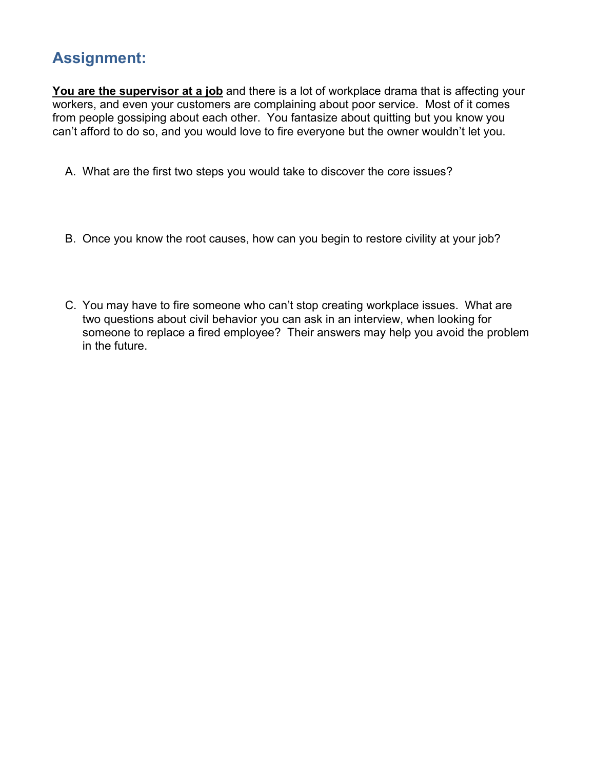## Assignment:

**<u>You are the supervisor at a job</u>** and there is a lot of workplace drama that is affecting your workers, and even your customers are complaining about poor service. Most of it comes from people gossiping about each other. You fantasize about quitting but you know you can't afford to do so, and you would love to fire everyone but the owner wouldn't let you.

A. What are the first two steps you would take to discover the core issues?

B. Once you know the root causes, how can you begin to restore civility at your job?

C. You may have to fire someone who can't stop creating workplace issues. What are two questions about civil behavior you can ask in an interview, when looking for someone to replace a fired employee? Their answers may help you avoid the problem in the future.